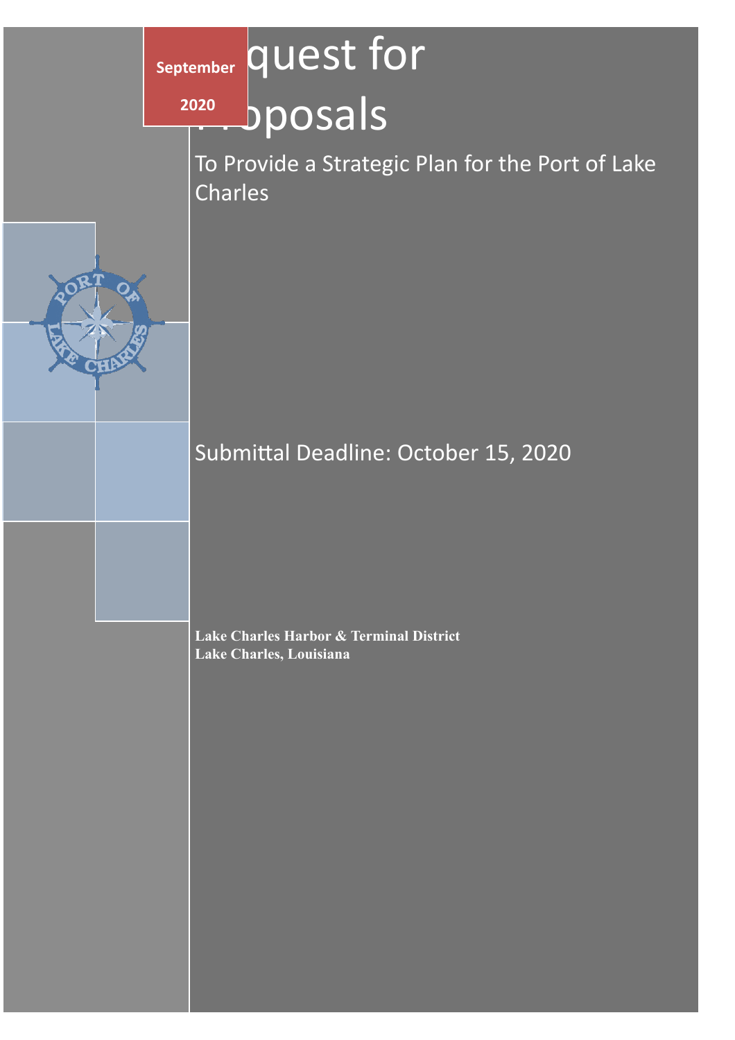**September 2020**

# Request for Proposals

## To Provide a Strategic Plan for the Port of Lake Charles

Submittal Deadline: October 15, 2020

**Lake Charles Harbor & Terminal District**
**Lake Charles, Louisiana**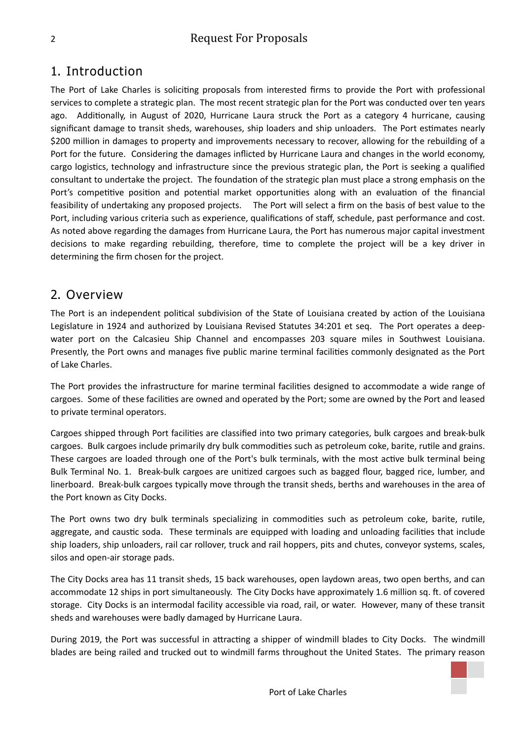## 1. Introduction

The Port of Lake Charles is soliciting proposals from interested firms to provide the Port with professional services to complete a strategic plan. The most recent strategic plan for the Port was conducted over ten years ago. Additionally, in August of 2020, Hurricane Laura struck the Port as a category 4 hurricane, causing significant damage to transit sheds, warehouses, ship loaders and ship unloaders. The Port estimates nearly $200 million in damages to property and improvements necessary to recover, allowing for the rebuilding of a Port for the future. Considering the damages inflicted by Hurricane Laura and changes in the world economy, cargo logistics, technology and infrastructure since the previous strategic plan, the Port is seeking a qualified consultant to undertake the project. The foundation of the strategic plan must place a strong emphasis on the Port's competitive position and potential market opportunities along with an evaluation of the financial feasibility of undertaking any proposed projects. The Port will select a firm on the basis of best value to the Port, including various criteria such as experience, qualifications of staff, schedule, past performance and cost. As noted above regarding the damages from Hurricane Laura, the Port has numerous major capital investment decisions to make regarding rebuilding, therefore, time to complete the project will be a key driver in determining the firm chosen for the project.

## 2. Overview

The Port is an independent political subdivision of the State of Louisiana created by action of the Louisiana Legislature in 1924 and authorized by Louisiana Revised Statutes 34:201 et seq. The Port operates a deep-water port on the Calcasieu Ship Channel and encompasses 203 square miles in Southwest Louisiana. Presently, the Port owns and manages five public marine terminal facilities commonly designated as the Port of Lake Charles.

The Port provides the infrastructure for marine terminal facilities designed to accommodate a wide range of cargoes. Some of these facilities are owned and operated by the Port; some are owned by the Port and leased to private terminal operators.

Cargoes shipped through Port facilities are classified into two primary categories, bulk cargoes and break-bulk cargoes. Bulk cargoes include primarily dry bulk commodities such as petroleum coke, barite, rutile and grains. These cargoes are loaded through one of the Port's bulk terminals, with the most active bulk terminal being Bulk Terminal No. 1. Break-bulk cargoes are unitized cargoes such as bagged flour, bagged rice, lumber, and linerboard. Break-bulk cargoes typically move through the transit sheds, berths and warehouses in the area of the Port known as City Docks.

The Port owns two dry bulk terminals specializing in commodities such as petroleum coke, barite, rutile, aggregate, and caustic soda. These terminals are equipped with loading and unloading facilities that include ship loaders, ship unloaders, rail car rollover, truck and rail hoppers, pits and chutes, conveyor systems, scales, silos and open-air storage pads.

The City Docks area has 11 transit sheds, 15 back warehouses, open laydown areas, two open berths, and can accommodate 12 ships in port simultaneously. The City Docks have approximately 1.6 million sq. ft. of covered storage. City Docks is an intermodal facility accessible via road, rail, or water. However, many of these transit sheds and warehouses were badly damaged by Hurricane Laura.

During 2019, the Port was successful in attracting a shipper of windmill blades to City Docks. The windmill blades are being railed and trucked out to windmill farms throughout the United States. The primary reason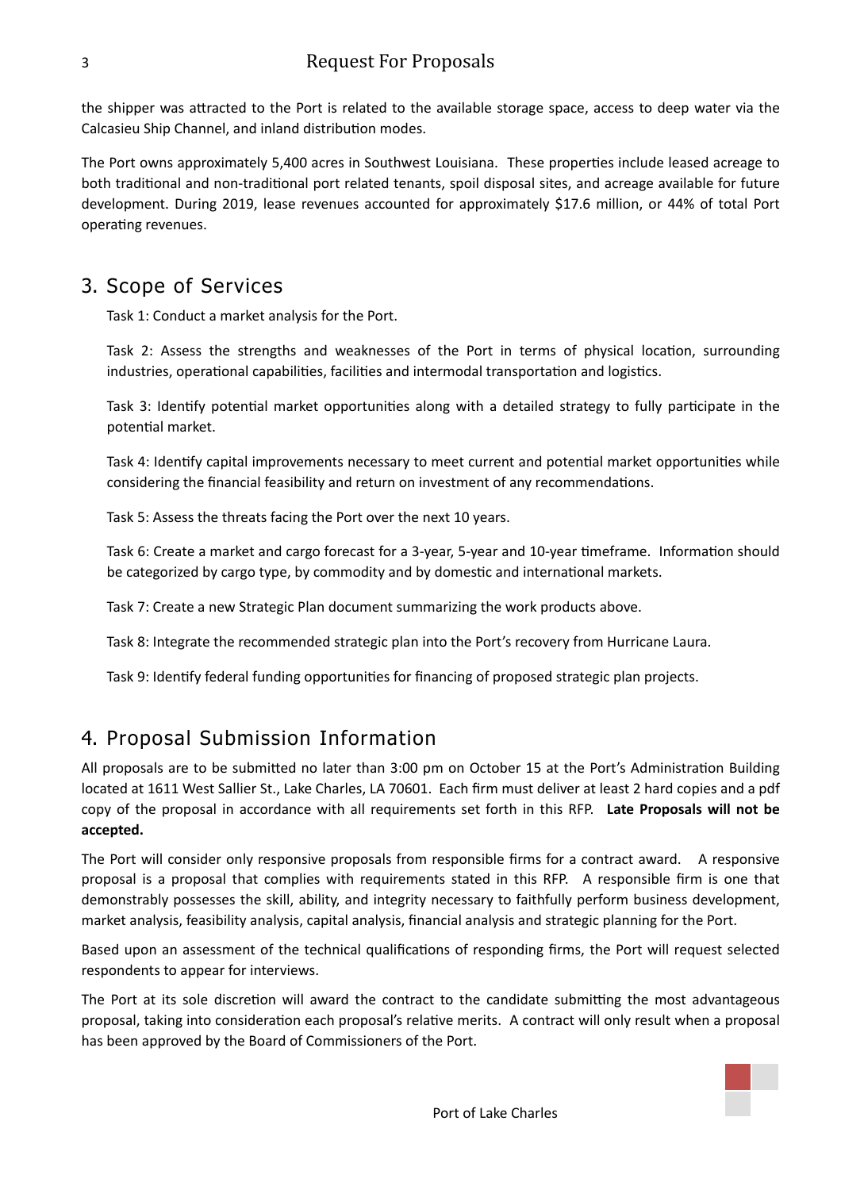the shipper was attracted to the Port is related to the available storage space, access to deep water via the Calcasieu Ship Channel, and inland distribution modes.

The Port owns approximately 5,400 acres in Southwest Louisiana. These properties include leased acreage to both traditional and non-traditional port related tenants, spoil disposal sites, and acreage available for future development. During 2019, lease revenues accounted for approximately $17.6 million, or 44% of total Port operating revenues.

## 3. Scope of Services

Task 1: Conduct a market analysis for the Port.

Task 2: Assess the strengths and weaknesses of the Port in terms of physical location, surrounding industries, operational capabilities, facilities and intermodal transportation and logistics.

Task 3: Identify potential market opportunities along with a detailed strategy to fully participate in the potential market.

Task 4: Identify capital improvements necessary to meet current and potential market opportunities while considering the financial feasibility and return on investment of any recommendations.

Task 5: Assess the threats facing the Port over the next 10 years.

Task 6: Create a market and cargo forecast for a 3-year, 5-year and 10-year timeframe. Information should be categorized by cargo type, by commodity and by domestic and international markets.

Task 7: Create a new Strategic Plan document summarizing the work products above.

Task 8: Integrate the recommended strategic plan into the Port's recovery from Hurricane Laura.

Task 9: Identify federal funding opportunities for financing of proposed strategic plan projects.

## 4. Proposal Submission Information

All proposals are to be submitted no later than 3:00 pm on October 15 at the Port's Administration Building located at 1611 West Sallier St., Lake Charles, LA 70601. Each firm must deliver at least 2 hard copies and a pdf copy of the proposal in accordance with all requirements set forth in this RFP. **Late Proposals will not be accepted.**

The Port will consider only responsive proposals from responsible firms for a contract award. A responsive proposal is a proposal that complies with requirements stated in this RFP. A responsible firm is one that demonstrably possesses the skill, ability, and integrity necessary to faithfully perform business development, market analysis, feasibility analysis, capital analysis, financial analysis and strategic planning for the Port.

Based upon an assessment of the technical qualifications of responding firms, the Port will request selected respondents to appear for interviews.

The Port at its sole discretion will award the contract to the candidate submitting the most advantageous proposal, taking into consideration each proposal's relative merits. A contract will only result when a proposal has been approved by the Board of Commissioners of the Port.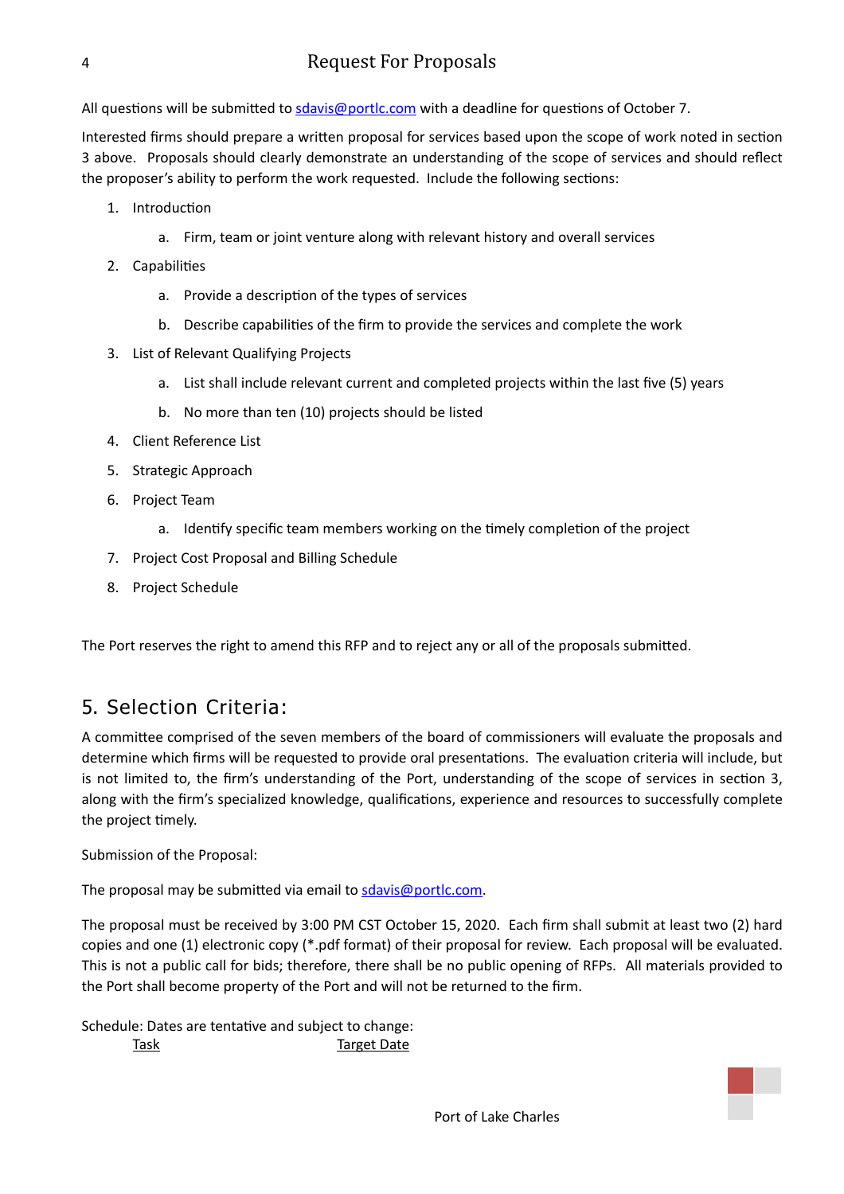All questions will be submitted to sdavis@portlc.com with a deadline for questions of October 7.

Interested firms should prepare a written proposal for services based upon the scope of work noted in section 3 above. Proposals should clearly demonstrate an understanding of the scope of services and should reflect the proposer's ability to perform the work requested. Include the following sections:

1. Introduction
   a. Firm, team or joint venture along with relevant history and overall services
2. Capabilities
   a. Provide a description of the types of services
   b. Describe capabilities of the firm to provide the services and complete the work
3. List of Relevant Qualifying Projects
   a. List shall include relevant current and completed projects within the last five (5) years
   b. No more than ten (10) projects should be listed
4. Client Reference List
5. Strategic Approach
6. Project Team
   a. Identify specific team members working on the timely completion of the project
7. Project Cost Proposal and Billing Schedule
8. Project Schedule

The Port reserves the right to amend this RFP and to reject any or all of the proposals submitted.

## 5. Selection Criteria:

A committee comprised of the seven members of the board of commissioners will evaluate the proposals and determine which firms will be requested to provide oral presentations. The evaluation criteria will include, but is not limited to, the firm's understanding of the Port, understanding of the scope of services in section 3, along with the firm's specialized knowledge, qualifications, experience and resources to successfully complete the project timely.

Submission of the Proposal:

The proposal may be submitted via email to sdavis@portlc.com.

The proposal must be received by 3:00 PM CST October 15, 2020. Each firm shall submit at least two (2) hard copies and one (1) electronic copy (*.pdf format) of their proposal for review. Each proposal will be evaluated. This is not a public call for bids; therefore, there shall be no public opening of RFPs. All materials provided to the Port shall become property of the Port and will not be returned to the firm.

Schedule: Dates are tentative and subject to change:

| Task | Target Date |
| --- | --- |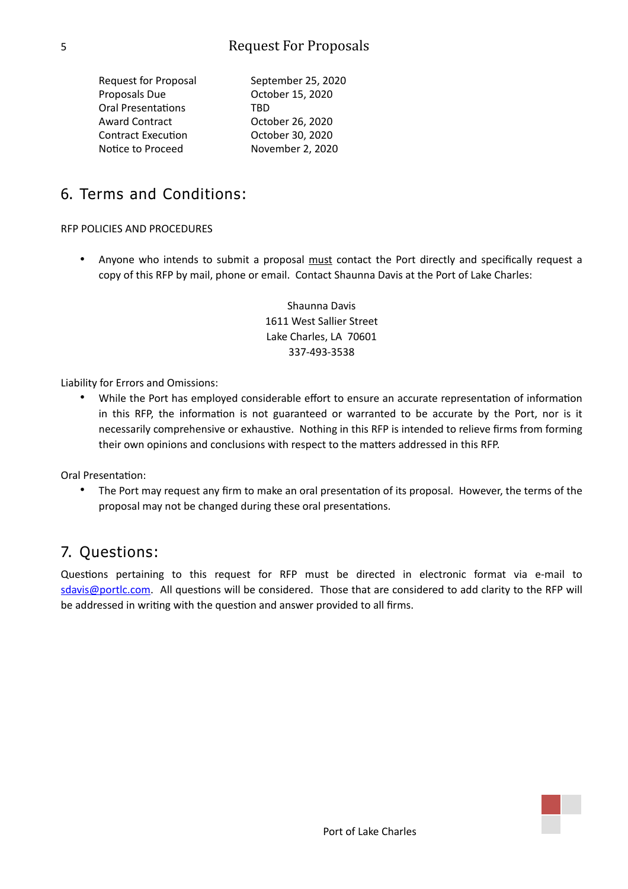| | |
|---|---|
| Request for Proposal | September 25, 2020 |
| Proposals Due | October 15, 2020 |
| Oral Presentations | TBD |
| Award Contract | October 26, 2020 |
| Contract Execution | October 30, 2020 |
| Notice to Proceed | November 2, 2020 |

## 6. Terms and Conditions:

RFP POLICIES AND PROCEDURES

- Anyone who intends to submit a proposal must contact the Port directly and specifically request a copy of this RFP by mail, phone or email. Contact Shaunna Davis at the Port of Lake Charles:

  Shaunna Davis
  1611 West Sallier Street
  Lake Charles, LA 70601
  337-493-3538

Liability for Errors and Omissions:

- While the Port has employed considerable effort to ensure an accurate representation of information in this RFP, the information is not guaranteed or warranted to be accurate by the Port, nor is it necessarily comprehensive or exhaustive. Nothing in this RFP is intended to relieve firms from forming their own opinions and conclusions with respect to the matters addressed in this RFP.

Oral Presentation:

- The Port may request any firm to make an oral presentation of its proposal. However, the terms of the proposal may not be changed during these oral presentations.

## 7. Questions:

Questions pertaining to this request for RFP must be directed in electronic format via e-mail to sdavis@portlc.com. All questions will be considered. Those that are considered to add clarity to the RFP will be addressed in writing with the question and answer provided to all firms.